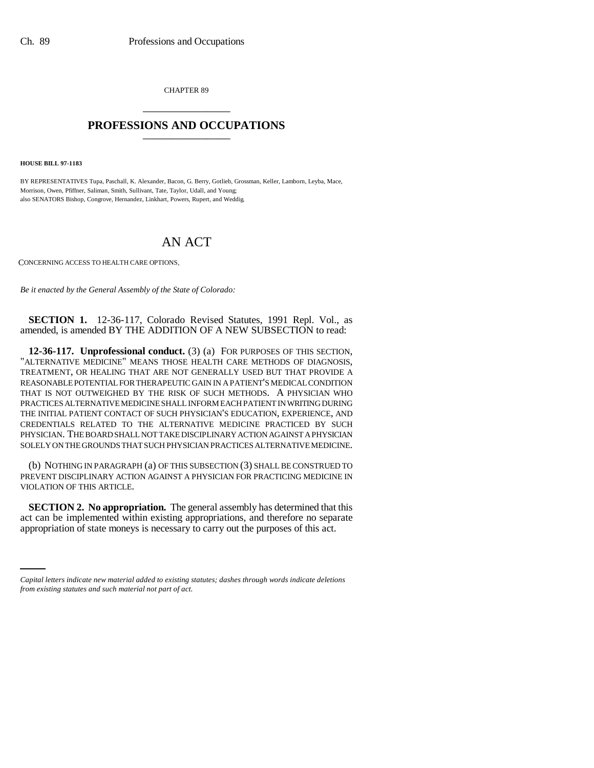CHAPTER 89

# PROFESSIONS AND OCCUPATIONS

**HOUSE BILL 97-1183**

BY REPRESENTATIVES Tupa, Paschall, K. Alexander, Bacon, G. Berry, Gotlieb, Grossman, Keller, Lamborn, Leyba, Mace, Morrison, Owen, Pfiffner, Saliman, Smith, Sullivant, Tate, Taylor, Udall, and Young;
also SENATORS Bishop, Congrove, Hernandez, Linkhart, Powers, Rupert, and Weddig.

# AN ACT

CONCERNING ACCESS TO HEALTH CARE OPTIONS.

*Be it enacted by the General Assembly of the State of Colorado:*

**SECTION 1.** 12-36-117, Colorado Revised Statutes, 1991 Repl. Vol., as amended, is amended BY THE ADDITION OF A NEW SUBSECTION to read:

**12-36-117. Unprofessional conduct.** (3) (a) FOR PURPOSES OF THIS SECTION, "ALTERNATIVE MEDICINE" MEANS THOSE HEALTH CARE METHODS OF DIAGNOSIS, TREATMENT, OR HEALING THAT ARE NOT GENERALLY USED BUT THAT PROVIDE A REASONABLE POTENTIAL FOR THERAPEUTIC GAIN IN A PATIENT'S MEDICAL CONDITION THAT IS NOT OUTWEIGHED BY THE RISK OF SUCH METHODS. A PHYSICIAN WHO PRACTICES ALTERNATIVE MEDICINE SHALL INFORM EACH PATIENT IN WRITING DURING THE INITIAL PATIENT CONTACT OF SUCH PHYSICIAN'S EDUCATION, EXPERIENCE, AND CREDENTIALS RELATED TO THE ALTERNATIVE MEDICINE PRACTICED BY SUCH PHYSICIAN. THE BOARD SHALL NOT TAKE DISCIPLINARY ACTION AGAINST A PHYSICIAN SOLELY ON THE GROUNDS THAT SUCH PHYSICIAN PRACTICES ALTERNATIVE MEDICINE.

(b) NOTHING IN PARAGRAPH (a) OF THIS SUBSECTION (3) SHALL BE CONSTRUED TO PREVENT DISCIPLINARY ACTION AGAINST A PHYSICIAN FOR PRACTICING MEDICINE IN VIOLATION OF THIS ARTICLE.

**SECTION 2. No appropriation.** The general assembly has determined that this act can be implemented within existing appropriations, and therefore no separate appropriation of state moneys is necessary to carry out the purposes of this act.

*Capital letters indicate new material added to existing statutes; dashes through words indicate deletions from existing statutes and such material not part of act.*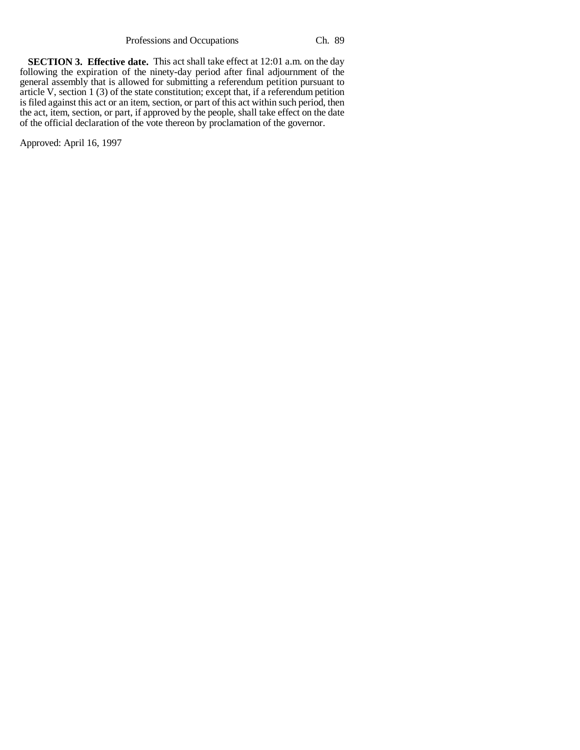**SECTION 3. Effective date.** This act shall take effect at 12:01 a.m. on the day following the expiration of the ninety-day period after final adjournment of the general assembly that is allowed for submitting a referendum petition pursuant to article V, section 1 (3) of the state constitution; except that, if a referendum petition is filed against this act or an item, section, or part of this act within such period, then the act, item, section, or part, if approved by the people, shall take effect on the date of the official declaration of the vote thereon by proclamation of the governor.

Approved: April 16, 1997